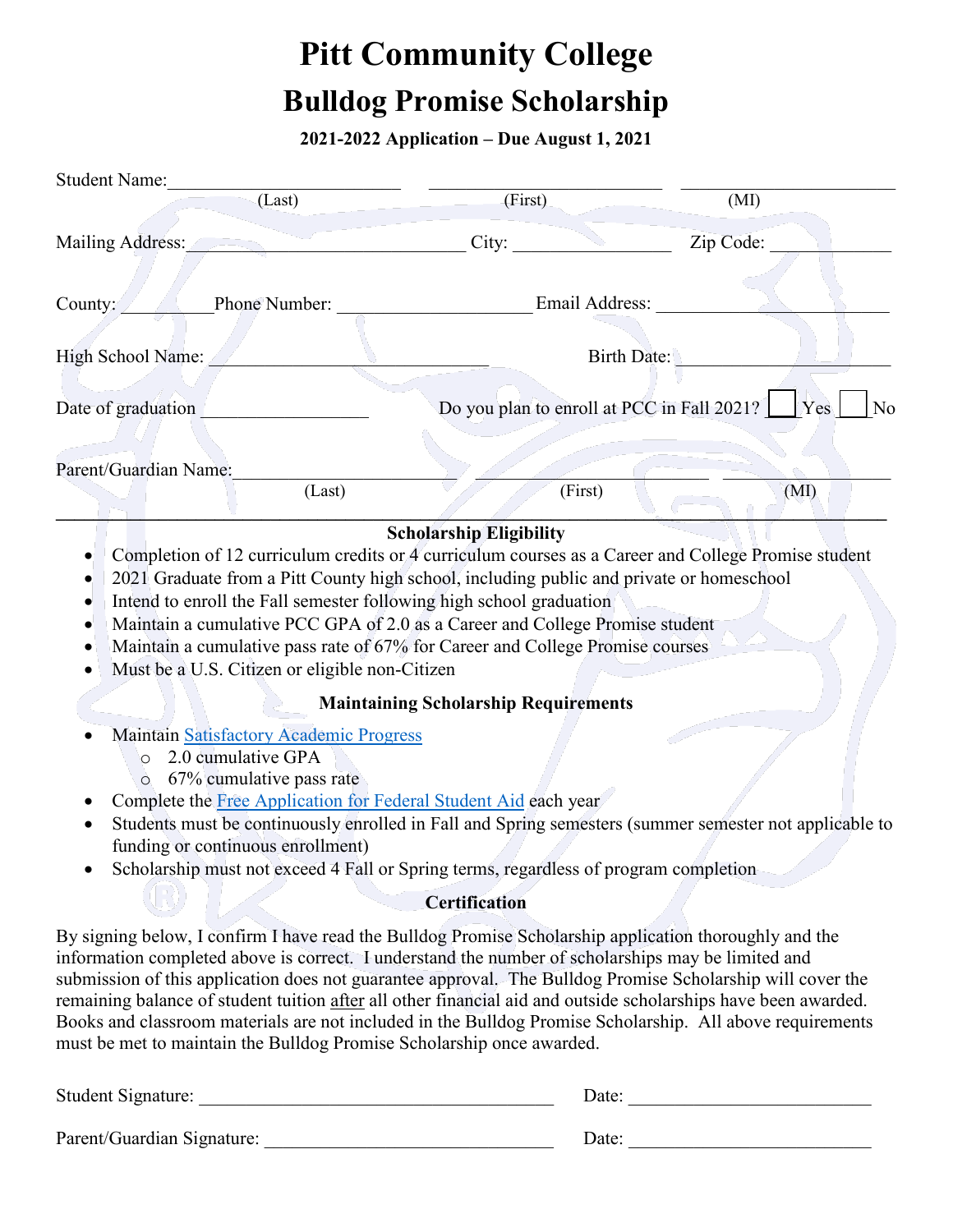# Pitt Community College

## Bulldog Promise Scholarship

**2021-2022 Application – Due August 1, 2021**

Student Name: ______________________ (Last) ______________________ (First) ______________________ (MI)

Mailing Address: ____________________________ City: ________________ Zip Code: ____________

County: __________ Phone Number: ____________________ Email Address: ______________________

High School Name: ____________________________ Birth Date: ______________________

Date of graduation ________________ Do you plan to enroll at PCC in Fall 2021? ☐ Yes ☐ No

Parent/Guardian Name: ______________________ (Last) ______________________ (First) ______________________ (MI)

---

### Scholarship Eligibility

- Completion of 12 curriculum credits or 4 curriculum courses as a Career and College Promise student
- 2021 Graduate from a Pitt County high school, including public and private or homeschool
- Intend to enroll the Fall semester following high school graduation
- Maintain a cumulative PCC GPA of 2.0 as a Career and College Promise student
- Maintain a cumulative pass rate of 67% for Career and College Promise courses
- Must be a U.S. Citizen or eligible non-Citizen

### Maintaining Scholarship Requirements

- Maintain Satisfactory Academic Progress
  - 2.0 cumulative GPA
  - 67% cumulative pass rate
- Complete the Free Application for Federal Student Aid each year
- Students must be continuously enrolled in Fall and Spring semesters (summer semester not applicable to funding or continuous enrollment)
- Scholarship must not exceed 4 Fall or Spring terms, regardless of program completion

### Certification

By signing below, I confirm I have read the Bulldog Promise Scholarship application thoroughly and the information completed above is correct. I understand the number of scholarships may be limited and submission of this application does not guarantee approval. The Bulldog Promise Scholarship will cover the remaining balance of student tuition after all other financial aid and outside scholarships have been awarded. Books and classroom materials are not included in the Bulldog Promise Scholarship. All above requirements must be met to maintain the Bulldog Promise Scholarship once awarded.

Student Signature: ____________________________________ Date: ________________________

Parent/Guardian Signature: ______________________________ Date: ________________________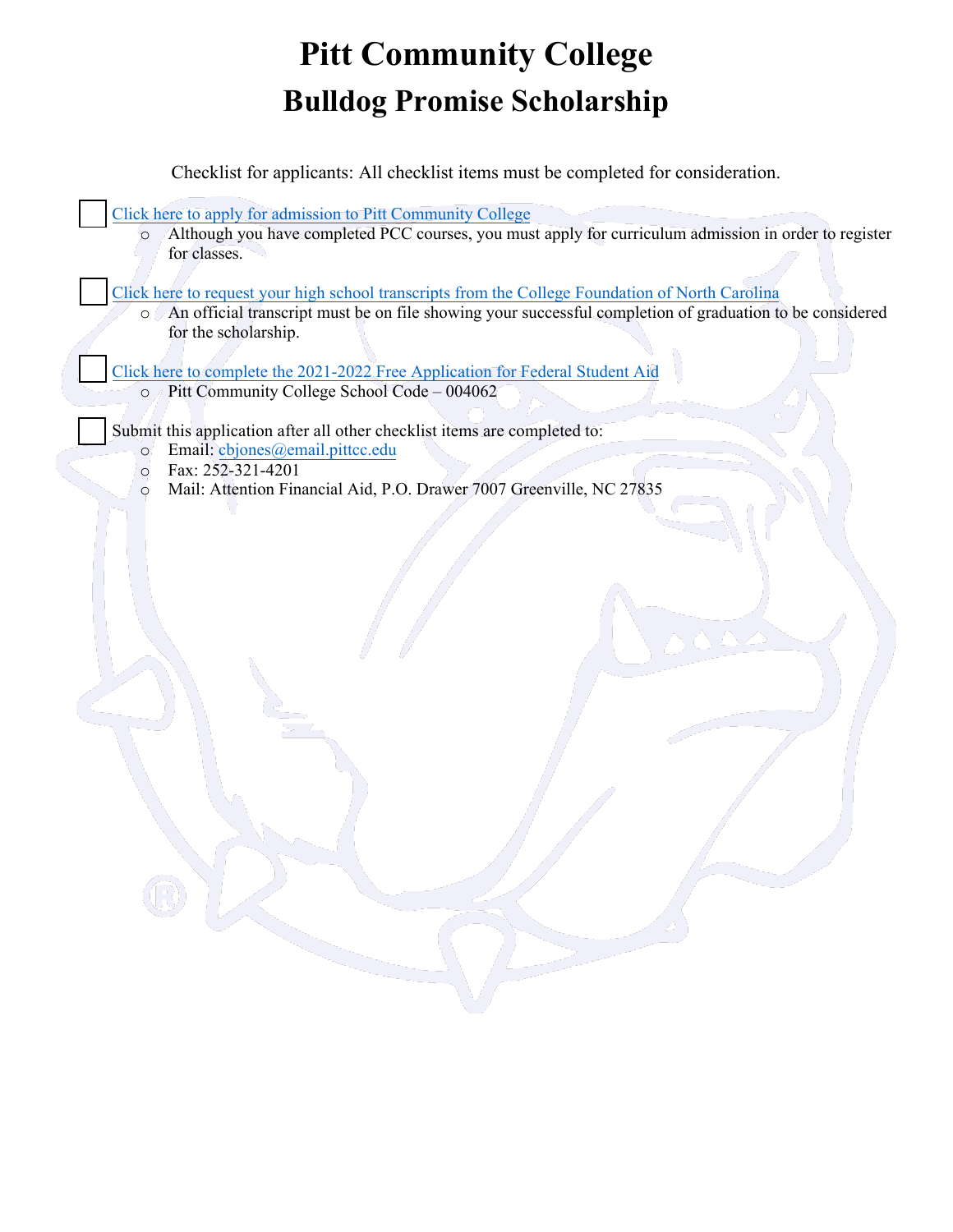# Pitt Community College

## Bulldog Promise Scholarship

Checklist for applicants: All checklist items must be completed for consideration.

- [ ] Click here to apply for admission to Pitt Community College
  - Although you have completed PCC courses, you must apply for curriculum admission in order to register for classes.

- [ ] Click here to request your high school transcripts from the College Foundation of North Carolina
  - An official transcript must be on file showing your successful completion of graduation to be considered for the scholarship.

- [ ] Click here to complete the 2021-2022 Free Application for Federal Student Aid
  - Pitt Community College School Code – 004062

- [ ] Submit this application after all other checklist items are completed to:
  - Email: cbjones@email.pittcc.edu
  - Fax: 252-321-4201
  - Mail: Attention Financial Aid, P.O. Drawer 7007 Greenville, NC 27835